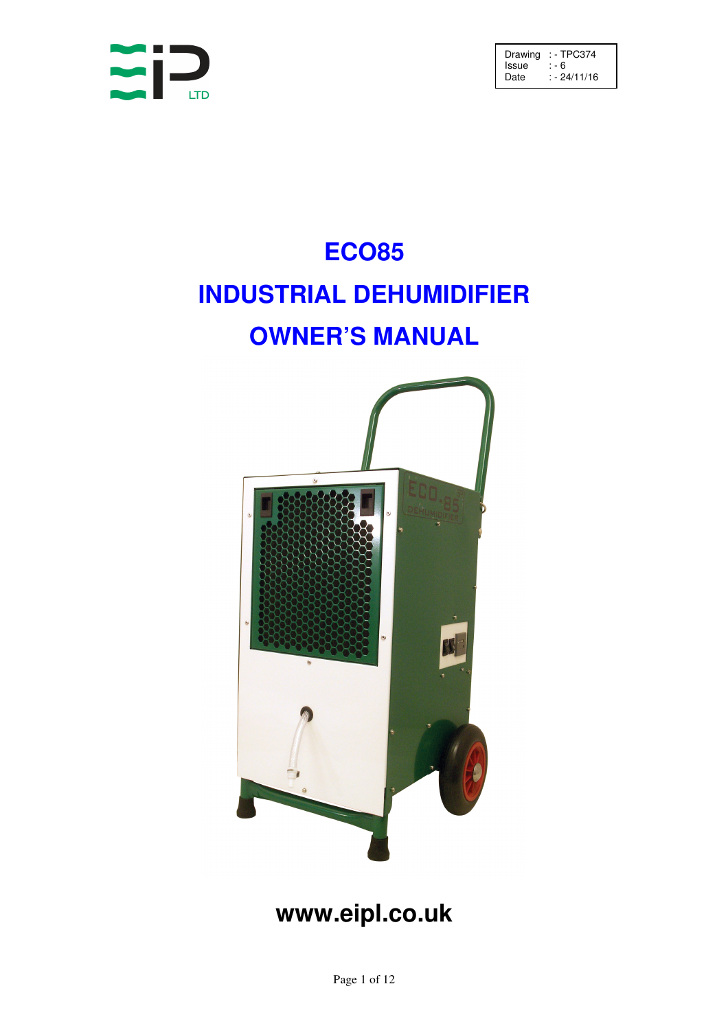| Drawing | : - TPC374 |
| --- | --- |
| Issue | : - 6 |
| Date | : - 24/11/16 |

# ECO85

# INDUSTRIAL DEHUMIDIFIER

# OWNER'S MANUAL

**www.eipl.co.uk**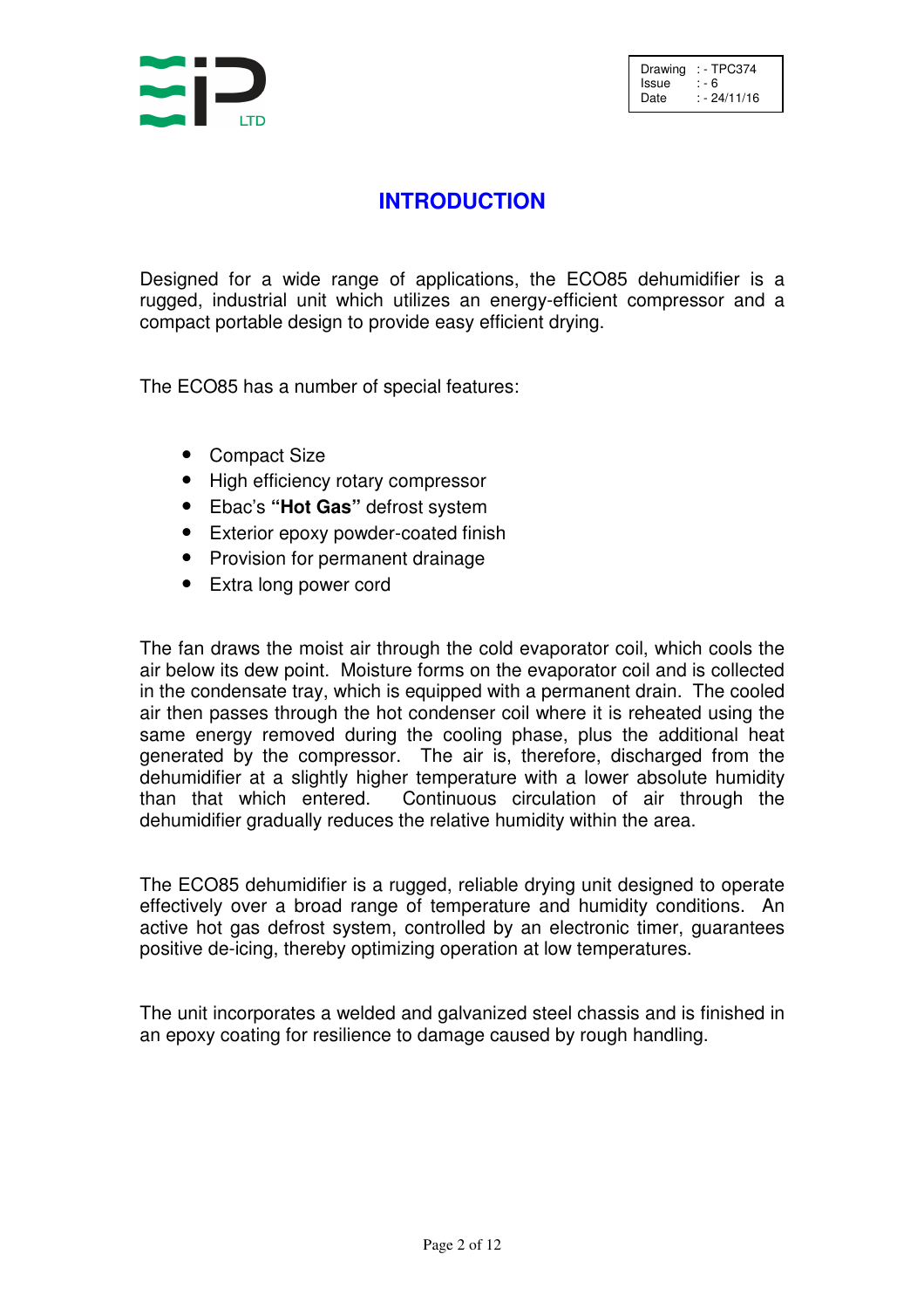# INTRODUCTION

Designed for a wide range of applications, the ECO85 dehumidifier is a rugged, industrial unit which utilizes an energy-efficient compressor and a compact portable design to provide easy efficient drying.

The ECO85 has a number of special features:

- Compact Size
- High efficiency rotary compressor
- Ebac's **"Hot Gas"** defrost system
- Exterior epoxy powder-coated finish
- Provision for permanent drainage
- Extra long power cord

The fan draws the moist air through the cold evaporator coil, which cools the air below its dew point. Moisture forms on the evaporator coil and is collected in the condensate tray, which is equipped with a permanent drain. The cooled air then passes through the hot condenser coil where it is reheated using the same energy removed during the cooling phase, plus the additional heat generated by the compressor. The air is, therefore, discharged from the dehumidifier at a slightly higher temperature with a lower absolute humidity than that which entered. Continuous circulation of air through the dehumidifier gradually reduces the relative humidity within the area.

The ECO85 dehumidifier is a rugged, reliable drying unit designed to operate effectively over a broad range of temperature and humidity conditions. An active hot gas defrost system, controlled by an electronic timer, guarantees positive de-icing, thereby optimizing operation at low temperatures.

The unit incorporates a welded and galvanized steel chassis and is finished in an epoxy coating for resilience to damage caused by rough handling.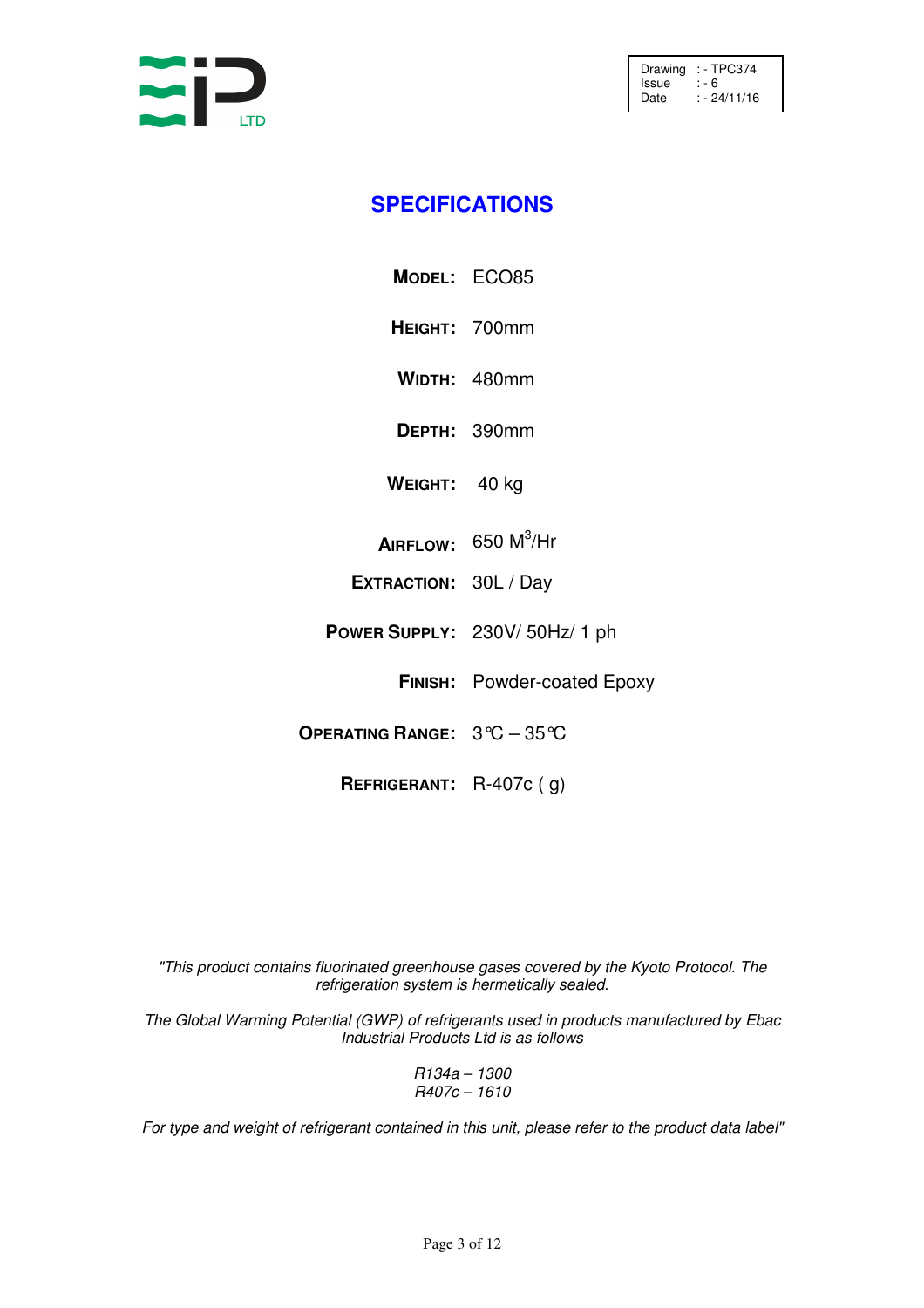| Drawing | : - TPC374 |
|---|---|
| Issue | : - 6 |
| Date | : - 24/11/16 |

# SPECIFICATIONS

| | |
|---|---|
| **MODEL:** | ECO85 |
| **HEIGHT:** | 700mm |
| **WIDTH:** | 480mm |
| **DEPTH:** | 390mm |
| **WEIGHT:** | 40 kg |
| **AIRFLOW:** | 650 $M^3$/Hr |
| **EXTRACTION:** | 30L / Day |
| **POWER SUPPLY:** | 230V/ 50Hz/ 1 ph |
| **FINISH:** | Powder-coated Epoxy |
| **OPERATING RANGE:** | 3℃ – 35℃ |
| **REFRIGERANT:** | R-407c ( g) |

*"This product contains fluorinated greenhouse gases covered by the Kyoto Protocol. The refrigeration system is hermetically sealed.*

*The Global Warming Potential (GWP) of refrigerants used in products manufactured by Ebac Industrial Products Ltd is as follows*

*R134a – 1300*
*R407c – 1610*

*For type and weight of refrigerant contained in this unit, please refer to the product data label"*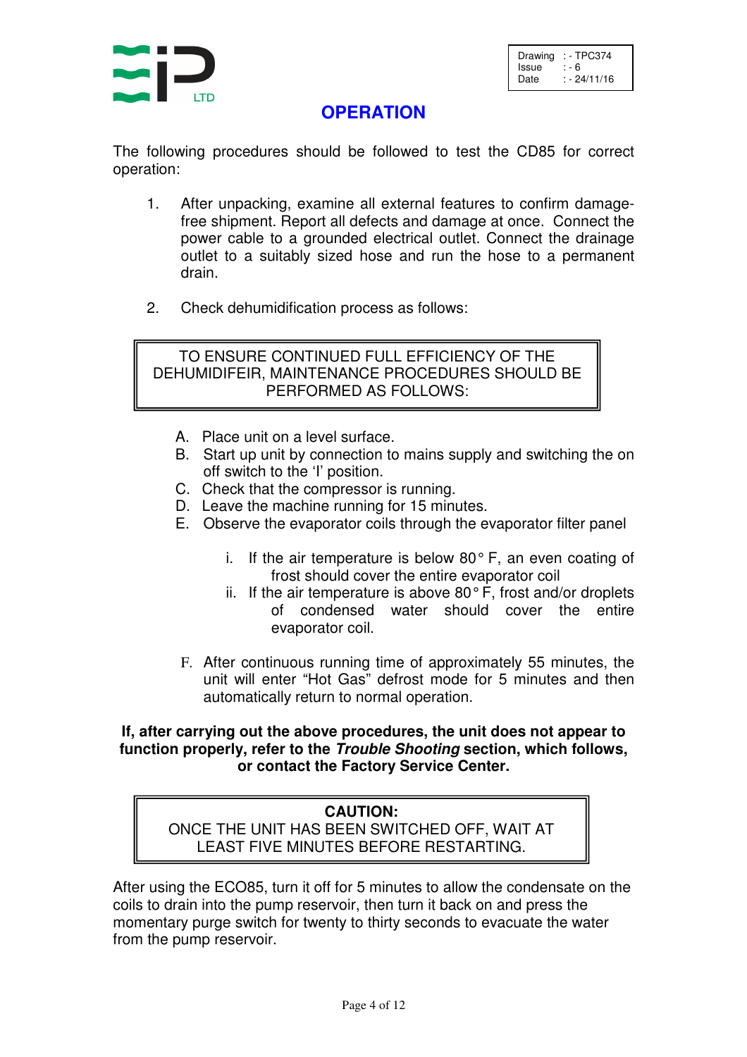| Drawing | : - TPC374 |
| --- | --- |
| Issue | : - 6 |
| Date | : - 24/11/16 |

# OPERATION

The following procedures should be followed to test the CD85 for correct operation:

1. After unpacking, examine all external features to confirm damage-free shipment. Report all defects and damage at once. Connect the power cable to a grounded electrical outlet. Connect the drainage outlet to a suitably sized hose and run the hose to a permanent drain.

2. Check dehumidification process as follows:

> TO ENSURE CONTINUED FULL EFFICIENCY OF THE DEHUMIDIFEIR, MAINTENANCE PROCEDURES SHOULD BE PERFORMED AS FOLLOWS:

A. Place unit on a level surface.
B. Start up unit by connection to mains supply and switching the on off switch to the 'I' position.
C. Check that the compressor is running.
D. Leave the machine running for 15 minutes.
E. Observe the evaporator coils through the evaporator filter panel

   i. If the air temperature is below 80° F, an even coating of frost should cover the entire evaporator coil
   ii. If the air temperature is above 80° F, frost and/or droplets of condensed water should cover the entire evaporator coil.

F. After continuous running time of approximately 55 minutes, the unit will enter "Hot Gas" defrost mode for 5 minutes and then automatically return to normal operation.

**If, after carrying out the above procedures, the unit does not appear to function properly, refer to the *Trouble Shooting* section, which follows, or contact the Factory Service Center.**

> **CAUTION:**
> ONCE THE UNIT HAS BEEN SWITCHED OFF, WAIT AT LEAST FIVE MINUTES BEFORE RESTARTING.

After using the ECO85, turn it off for 5 minutes to allow the condensate on the coils to drain into the pump reservoir, then turn it back on and press the momentary purge switch for twenty to thirty seconds to evacuate the water from the pump reservoir.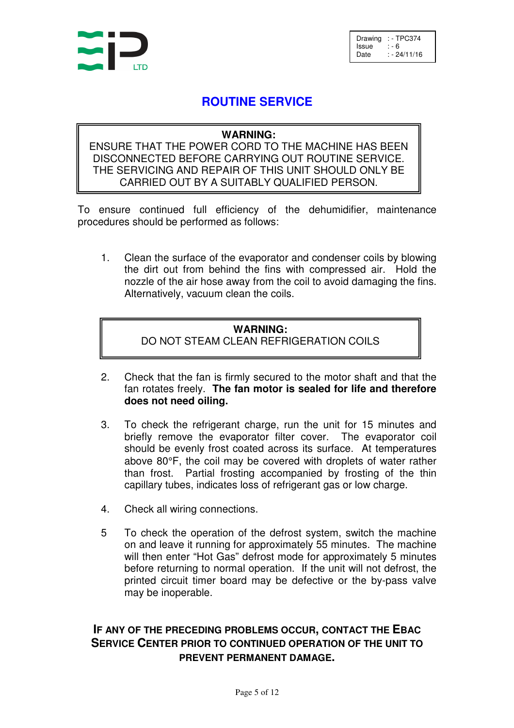| Drawing | : - TPC374 |
| --- | --- |
| Issue | : - 6 |
| Date | : - 24/11/16 |

# ROUTINE SERVICE

> **WARNING:**
> ENSURE THAT THE POWER CORD TO THE MACHINE HAS BEEN DISCONNECTED BEFORE CARRYING OUT ROUTINE SERVICE. THE SERVICING AND REPAIR OF THIS UNIT SHOULD ONLY BE CARRIED OUT BY A SUITABLY QUALIFIED PERSON.

To ensure continued full efficiency of the dehumidifier, maintenance procedures should be performed as follows:

1. Clean the surface of the evaporator and condenser coils by blowing the dirt out from behind the fins with compressed air. Hold the nozzle of the air hose away from the coil to avoid damaging the fins. Alternatively, vacuum clean the coils.

> **WARNING:**
> DO NOT STEAM CLEAN REFRIGERATION COILS

2. Check that the fan is firmly secured to the motor shaft and that the fan rotates freely. **The fan motor is sealed for life and therefore does not need oiling.**

3. To check the refrigerant charge, run the unit for 15 minutes and briefly remove the evaporator filter cover. The evaporator coil should be evenly frost coated across its surface. At temperatures above 80°F, the coil may be covered with droplets of water rather than frost. Partial frosting accompanied by frosting of the thin capillary tubes, indicates loss of refrigerant gas or low charge.

4. Check all wiring connections.

5. To check the operation of the defrost system, switch the machine on and leave it running for approximately 55 minutes. The machine will then enter "Hot Gas" defrost mode for approximately 5 minutes before returning to normal operation. If the unit will not defrost, the printed circuit timer board may be defective or the by-pass valve may be inoperable.

**IF ANY OF THE PRECEDING PROBLEMS OCCUR, CONTACT THE EBAC SERVICE CENTER PRIOR TO CONTINUED OPERATION OF THE UNIT TO PREVENT PERMANENT DAMAGE.**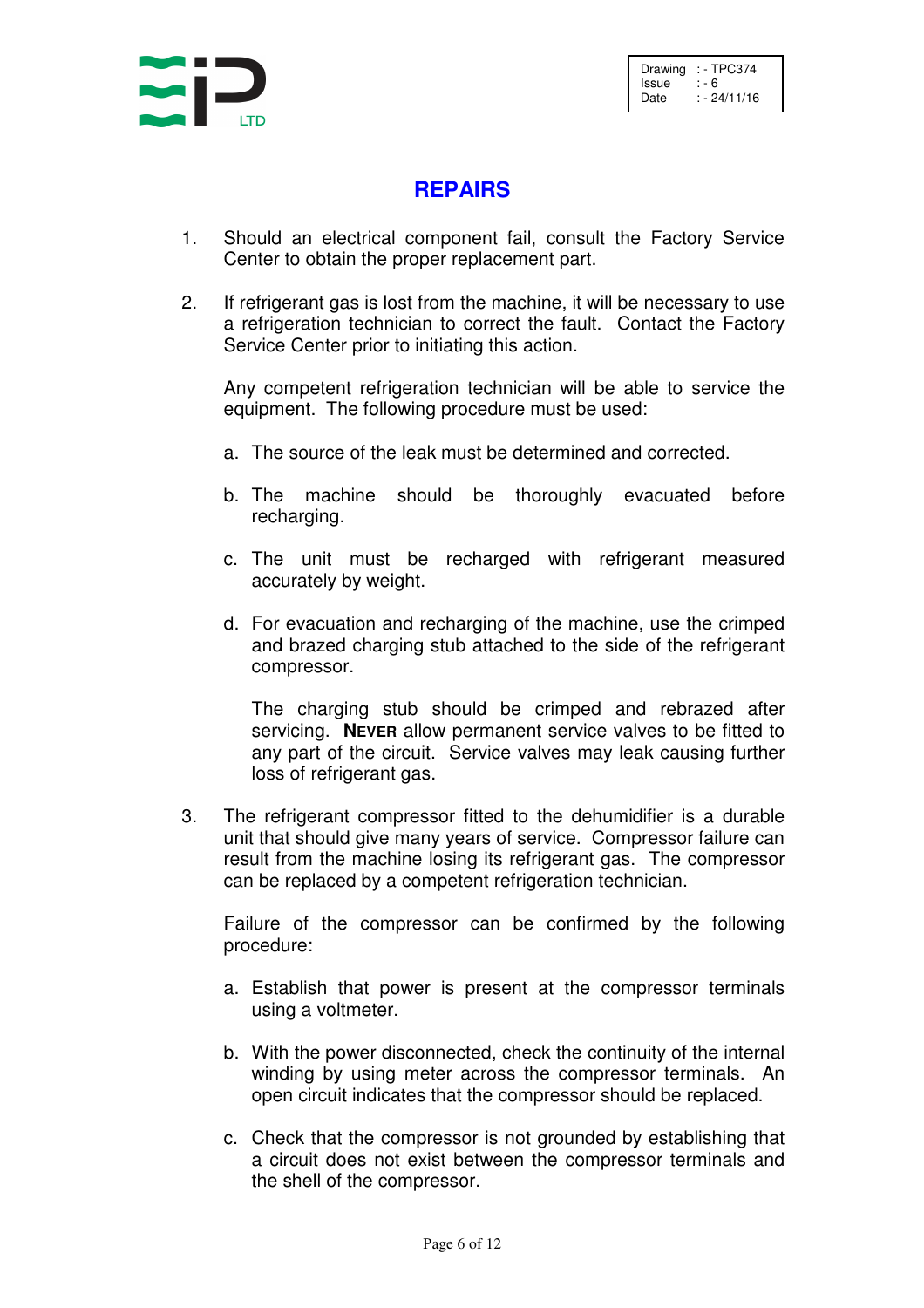| Drawing | : - TPC374 |
| --- | --- |
| Issue | : - 6 |
| Date | : - 24/11/16 |

# REPAIRS

1. Should an electrical component fail, consult the Factory Service Center to obtain the proper replacement part.

2. If refrigerant gas is lost from the machine, it will be necessary to use a refrigeration technician to correct the fault. Contact the Factory Service Center prior to initiating this action.

   Any competent refrigeration technician will be able to service the equipment. The following procedure must be used:

   a. The source of the leak must be determined and corrected.

   b. The machine should be thoroughly evacuated before recharging.

   c. The unit must be recharged with refrigerant measured accurately by weight.

   d. For evacuation and recharging of the machine, use the crimped and brazed charging stub attached to the side of the refrigerant compressor.

      The charging stub should be crimped and rebrazed after servicing. **NEVER** allow permanent service valves to be fitted to any part of the circuit. Service valves may leak causing further loss of refrigerant gas.

3. The refrigerant compressor fitted to the dehumidifier is a durable unit that should give many years of service. Compressor failure can result from the machine losing its refrigerant gas. The compressor can be replaced by a competent refrigeration technician.

   Failure of the compressor can be confirmed by the following procedure:

   a. Establish that power is present at the compressor terminals using a voltmeter.

   b. With the power disconnected, check the continuity of the internal winding by using meter across the compressor terminals. An open circuit indicates that the compressor should be replaced.

   c. Check that the compressor is not grounded by establishing that a circuit does not exist between the compressor terminals and the shell of the compressor.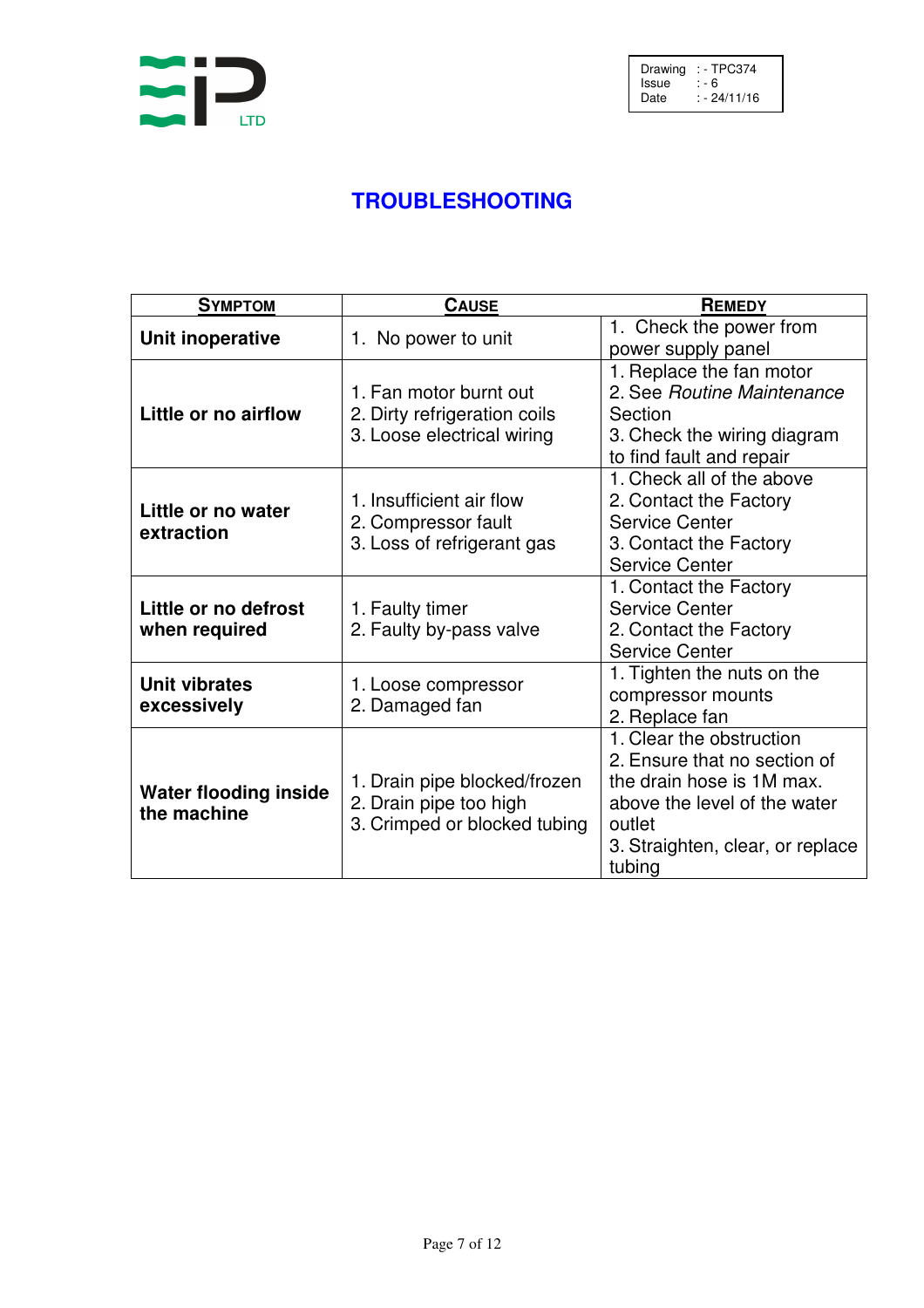Drawing : - TPC374
Issue : - 6
Date : - 24/11/16

# TROUBLESHOOTING

| SYMPTOM | CAUSE | REMEDY |
|---|---|---|
| **Unit inoperative** | 1. No power to unit | 1. Check the power from power supply panel |
| **Little or no airflow** | 1. Fan motor burnt out<br>2. Dirty refrigeration coils<br>3. Loose electrical wiring | 1. Replace the fan motor<br>2. See *Routine Maintenance* Section<br>3. Check the wiring diagram to find fault and repair |
| **Little or no water extraction** | 1. Insufficient air flow<br>2. Compressor fault<br>3. Loss of refrigerant gas | 1. Check all of the above<br>2. Contact the Factory Service Center<br>3. Contact the Factory Service Center |
| **Little or no defrost when required** | 1. Faulty timer<br>2. Faulty by-pass valve | 1. Contact the Factory Service Center<br>2. Contact the Factory Service Center |
| **Unit vibrates excessively** | 1. Loose compressor<br>2. Damaged fan | 1. Tighten the nuts on the compressor mounts<br>2. Replace fan |
| **Water flooding inside the machine** | 1. Drain pipe blocked/frozen<br>2. Drain pipe too high<br>3. Crimped or blocked tubing | 1. Clear the obstruction<br>2. Ensure that no section of the drain hose is 1M max. above the level of the water outlet<br>3. Straighten, clear, or replace tubing |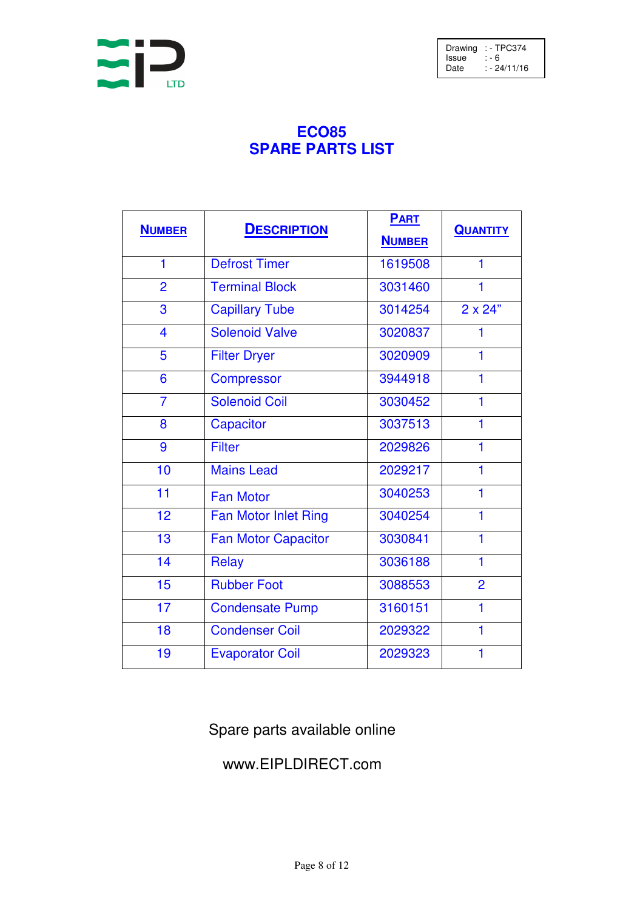Drawing : - TPC374
Issue : - 6
Date : - 24/11/16

# ECO85
# SPARE PARTS LIST

| NUMBER | DESCRIPTION | PART NUMBER | QUANTITY |
|---|---|---|---|
| 1 | Defrost Timer | 1619508 | 1 |
| 2 | Terminal Block | 3031460 | 1 |
| 3 | Capillary Tube | 3014254 | 2 x 24" |
| 4 | Solenoid Valve | 3020837 | 1 |
| 5 | Filter Dryer | 3020909 | 1 |
| 6 | Compressor | 3944918 | 1 |
| 7 | Solenoid Coil | 3030452 | 1 |
| 8 | Capacitor | 3037513 | 1 |
| 9 | Filter | 2029826 | 1 |
| 10 | Mains Lead | 2029217 | 1 |
| 11 | Fan Motor | 3040253 | 1 |
| 12 | Fan Motor Inlet Ring | 3040254 | 1 |
| 13 | Fan Motor Capacitor | 3030841 | 1 |
| 14 | Relay | 3036188 | 1 |
| 15 | Rubber Foot | 3088553 | 2 |
| 17 | Condensate Pump | 3160151 | 1 |
| 18 | Condenser Coil | 2029322 | 1 |
| 19 | Evaporator Coil | 2029323 | 1 |

Spare parts available online

www.EIPLDIRECT.com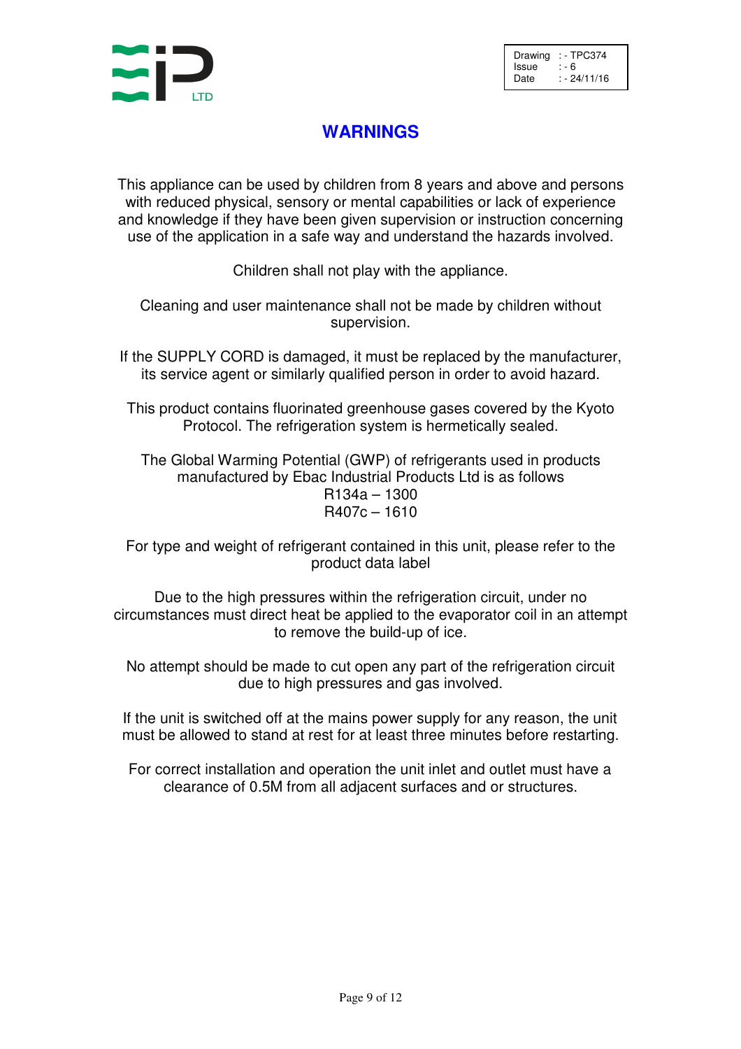Drawing : - TPC374
Issue : - 6
Date : - 24/11/16

# WARNINGS

This appliance can be used by children from 8 years and above and persons with reduced physical, sensory or mental capabilities or lack of experience and knowledge if they have been given supervision or instruction concerning use of the application in a safe way and understand the hazards involved.

Children shall not play with the appliance.

Cleaning and user maintenance shall not be made by children without supervision.

If the SUPPLY CORD is damaged, it must be replaced by the manufacturer, its service agent or similarly qualified person in order to avoid hazard.

This product contains fluorinated greenhouse gases covered by the Kyoto Protocol. The refrigeration system is hermetically sealed.

The Global Warming Potential (GWP) of refrigerants used in products manufactured by Ebac Industrial Products Ltd is as follows
R134a – 1300
R407c – 1610

For type and weight of refrigerant contained in this unit, please refer to the product data label

Due to the high pressures within the refrigeration circuit, under no circumstances must direct heat be applied to the evaporator coil in an attempt to remove the build-up of ice.

No attempt should be made to cut open any part of the refrigeration circuit due to high pressures and gas involved.

If the unit is switched off at the mains power supply for any reason, the unit must be allowed to stand at rest for at least three minutes before restarting.

For correct installation and operation the unit inlet and outlet must have a clearance of 0.5M from all adjacent surfaces and or structures.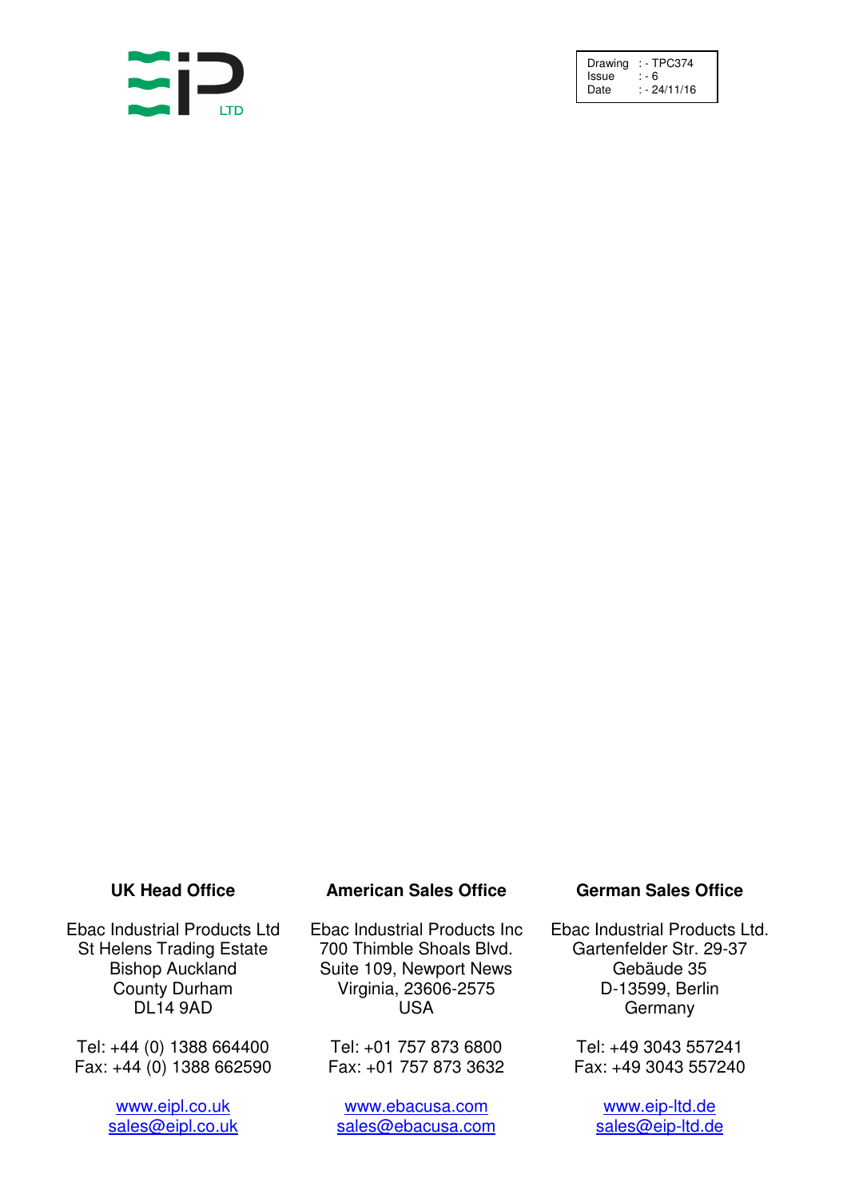| | |
|---|---|
| Drawing | : - TPC374 |
| Issue | : - 6 |
| Date | : - 24/11/16 |

**UK Head Office**

Ebac Industrial Products Ltd
St Helens Trading Estate
Bishop Auckland
County Durham
DL14 9AD

Tel: +44 (0) 1388 664400
Fax: +44 (0) 1388 662590

www.eipl.co.uk
sales@eipl.co.uk

**American Sales Office**

Ebac Industrial Products Inc
700 Thimble Shoals Blvd.
Suite 109, Newport News
Virginia, 23606-2575
USA

Tel: +01 757 873 6800
Fax: +01 757 873 3632

www.ebacusa.com
sales@ebacusa.com

**German Sales Office**

Ebac Industrial Products Ltd.
Gartenfelder Str. 29-37
Gebäude 35
D-13599, Berlin
Germany

Tel: +49 3043 557241
Fax: +49 3043 557240

www.eip-ltd.de
sales@eip-ltd.de